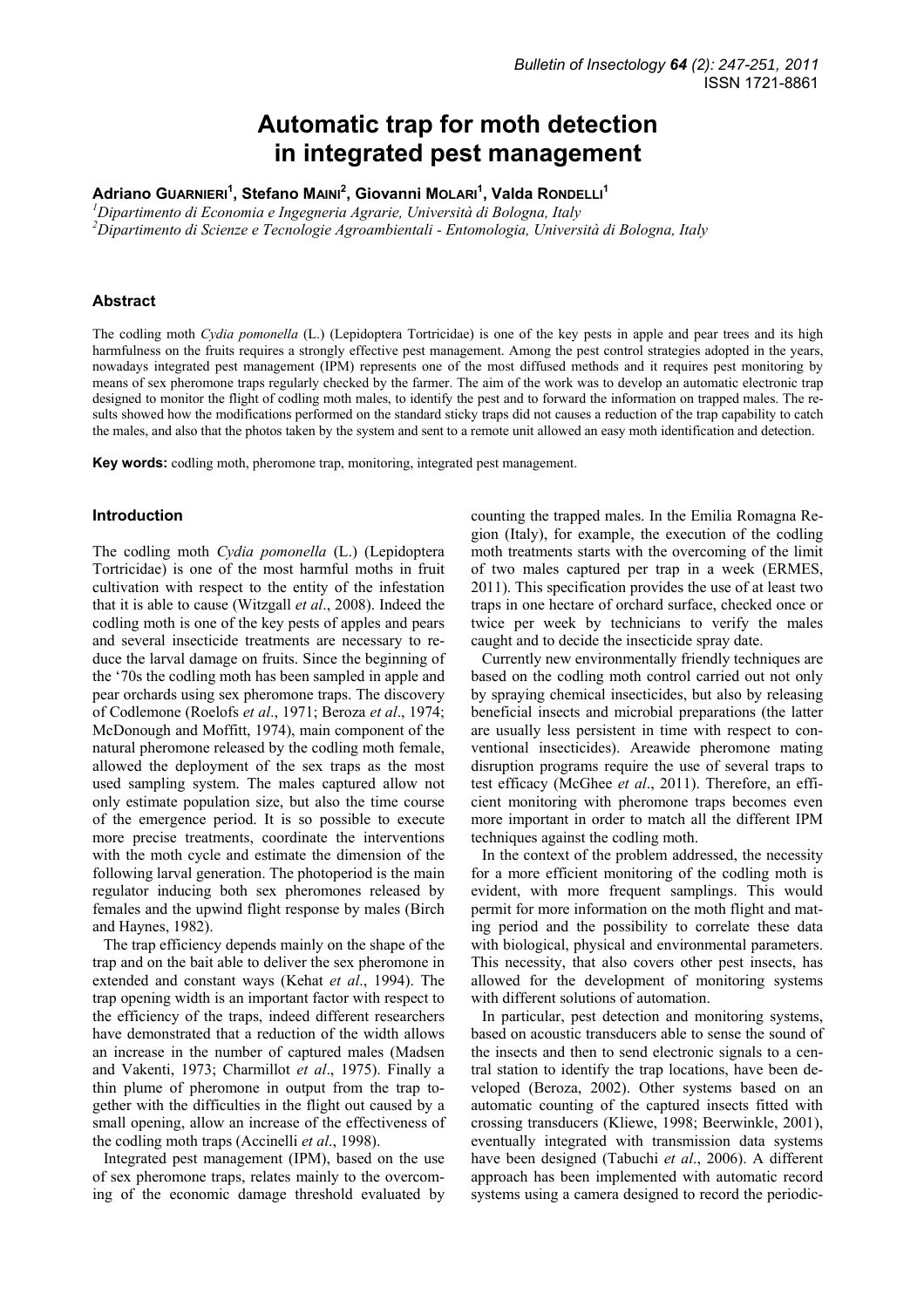# Automatic trap for moth detection in integrated pest management

**Adriano Guarnieri[1], Stefano Maini[2], Giovanni Molari[1], Valda Rondelli[1]**

[1]*Dipartimento di Economia e Ingegneria Agrarie, Università di Bologna, Italy*
[2]*Dipartimento di Scienze e Tecnologie Agroambientali - Entomologia, Università di Bologna, Italy*

## Abstract

The codling moth *Cydia pomonella* (L.) (Lepidoptera Tortricidae) is one of the key pests in apple and pear trees and its high harmfulness on the fruits requires a strongly effective pest management. Among the pest control strategies adopted in the years, nowadays integrated pest management (IPM) represents one of the most diffused methods and it requires pest monitoring by means of sex pheromone traps regularly checked by the farmer. The aim of the work was to develop an automatic electronic trap designed to monitor the flight of codling moth males, to identify the pest and to forward the information on trapped males. The results showed how the modifications performed on the standard sticky traps did not causes a reduction of the trap capability to catch the males, and also that the photos taken by the system and sent to a remote unit allowed an easy moth identification and detection.

**Key words:** codling moth, pheromone trap, monitoring, integrated pest management.

## Introduction

The codling moth *Cydia pomonella* (L.) (Lepidoptera Tortricidae) is one of the most harmful moths in fruit cultivation with respect to the entity of the infestation that it is able to cause (Witzgall *et al*., 2008). Indeed the codling moth is one of the key pests of apples and pears and several insecticide treatments are necessary to reduce the larval damage on fruits. Since the beginning of the '70s the codling moth has been sampled in apple and pear orchards using sex pheromone traps. The discovery of Codlemone (Roelofs *et al*., 1971; Beroza *et al*., 1974; McDonough and Moffitt, 1974), main component of the natural pheromone released by the codling moth female, allowed the deployment of the sex traps as the most used sampling system. The males captured allow not only estimate population size, but also the time course of the emergence period. It is so possible to execute more precise treatments, coordinate the interventions with the moth cycle and estimate the dimension of the following larval generation. The photoperiod is the main regulator inducing both sex pheromones released by females and the upwind flight response by males (Birch and Haynes, 1982).

The trap efficiency depends mainly on the shape of the trap and on the bait able to deliver the sex pheromone in extended and constant ways (Kehat *et al*., 1994). The trap opening width is an important factor with respect to the efficiency of the traps, indeed different researchers have demonstrated that a reduction of the width allows an increase in the number of captured males (Madsen and Vakenti, 1973; Charmillot *et al*., 1975). Finally a thin plume of pheromone in output from the trap together with the difficulties in the flight out caused by a small opening, allow an increase of the effectiveness of the codling moth traps (Accinelli *et al*., 1998).

Integrated pest management (IPM), based on the use of sex pheromone traps, relates mainly to the overcoming of the economic damage threshold evaluated by counting the trapped males. In the Emilia Romagna Region (Italy), for example, the execution of the codling moth treatments starts with the overcoming of the limit of two males captured per trap in a week (ERMES, 2011). This specification provides the use of at least two traps in one hectare of orchard surface, checked once or twice per week by technicians to verify the males caught and to decide the insecticide spray date.

Currently new environmentally friendly techniques are based on the codling moth control carried out not only by spraying chemical insecticides, but also by releasing beneficial insects and microbial preparations (the latter are usually less persistent in time with respect to conventional insecticides). Areawide pheromone mating disruption programs require the use of several traps to test efficacy (McGhee *et al*., 2011). Therefore, an efficient monitoring with pheromone traps becomes even more important in order to match all the different IPM techniques against the codling moth.

In the context of the problem addressed, the necessity for a more efficient monitoring of the codling moth is evident, with more frequent samplings. This would permit for more information on the moth flight and mating period and the possibility to correlate these data with biological, physical and environmental parameters. This necessity, that also covers other pest insects, has allowed for the development of monitoring systems with different solutions of automation.

In particular, pest detection and monitoring systems, based on acoustic transducers able to sense the sound of the insects and then to send electronic signals to a central station to identify the trap locations, have been developed (Beroza, 2002). Other systems based on an automatic counting of the captured insects fitted with crossing transducers (Kliewe, 1998; Beerwinkle, 2001), eventually integrated with transmission data systems have been designed (Tabuchi *et al*., 2006). A different approach has been implemented with automatic record systems using a camera designed to record the periodic-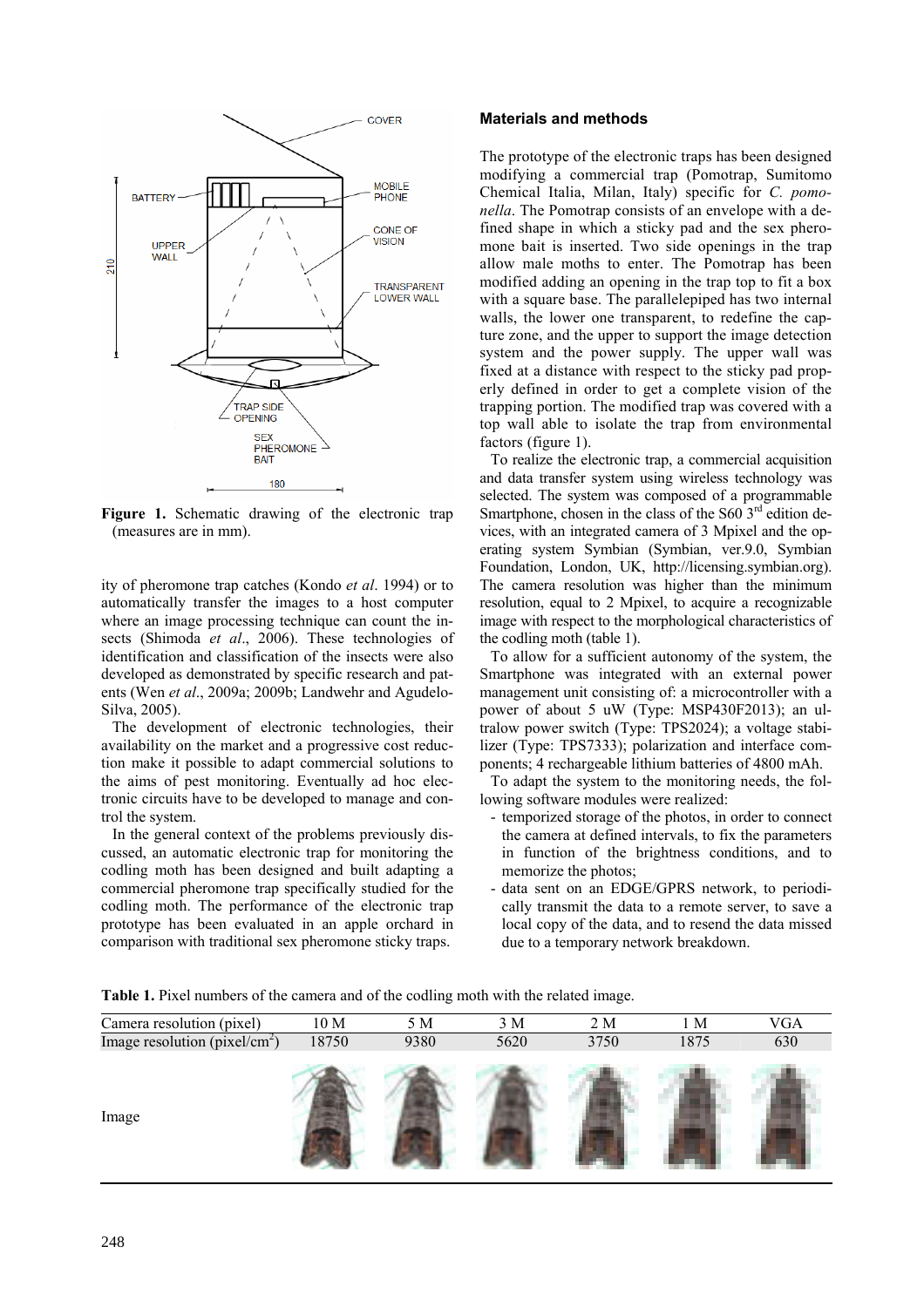Figure 1. Schematic drawing of the electronic trap (measures are in mm).

ity of pheromone trap catches (Kondo *et al*. 1994) or to automatically transfer the images to a host computer where an image processing technique can count the insects (Shimoda *et al*., 2006). These technologies of identification and classification of the insects were also developed as demonstrated by specific research and patents (Wen *et al*., 2009a; 2009b; Landwehr and Agudelo-Silva, 2005).

The development of electronic technologies, their availability on the market and a progressive cost reduction make it possible to adapt commercial solutions to the aims of pest monitoring. Eventually ad hoc electronic circuits have to be developed to manage and control the system.

In the general context of the problems previously discussed, an automatic electronic trap for monitoring the codling moth has been designed and built adapting a commercial pheromone trap specifically studied for the codling moth. The performance of the electronic trap prototype has been evaluated in an apple orchard in comparison with traditional sex pheromone sticky traps.

## Materials and methods

The prototype of the electronic traps has been designed modifying a commercial trap (Pomotrap, Sumitomo Chemical Italia, Milan, Italy) specific for *C. pomonella*. The Pomotrap consists of an envelope with a defined shape in which a sticky pad and the sex pheromone bait is inserted. Two side openings in the trap allow male moths to enter. The Pomotrap has been modified adding an opening in the trap top to fit a box with a square base. The parallelepiped has two internal walls, the lower one transparent, to redefine the capture zone, and the upper to support the image detection system and the power supply. The upper wall was fixed at a distance with respect to the sticky pad properly defined in order to get a complete vision of the trapping portion. The modified trap was covered with a top wall able to isolate the trap from environmental factors (figure 1).

To realize the electronic trap, a commercial acquisition and data transfer system using wireless technology was selected. The system was composed of a programmable Smartphone, chosen in the class of the S60 3rd edition devices, with an integrated camera of 3 Mpixel and the operating system Symbian (Symbian, ver.9.0, Symbian Foundation, London, UK, http://licensing.symbian.org). The camera resolution was higher than the minimum resolution, equal to 2 Mpixel, to acquire a recognizable image with respect to the morphological characteristics of the codling moth (table 1).

To allow for a sufficient autonomy of the system, the Smartphone was integrated with an external power management unit consisting of: a microcontroller with a power of about 5 uW (Type: MSP430F2013); an ultralow power switch (Type: TPS2024); a voltage stabilizer (Type: TPS7333); polarization and interface components; 4 rechargeable lithium batteries of 4800 mAh.

To adapt the system to the monitoring needs, the following software modules were realized:

- temporized storage of the photos, in order to connect the camera at defined intervals, to fix the parameters in function of the brightness conditions, and to memorize the photos;
- data sent on an EDGE/GPRS network, to periodically transmit the data to a remote server, to save a local copy of the data, and to resend the data missed due to a temporary network breakdown.

**Table 1.** Pixel numbers of the camera and of the codling moth with the related image.

| Camera resolution (pixel) | 10 M | 5 M | 3 M | 2 M | 1 M | VGA |
|---|---|---|---|---|---|---|
| Image resolution (pixel/cm$^2$) | 18750 | 9380 | 5620 | 3750 | 1875 | 630 |
| Image | | | | | | |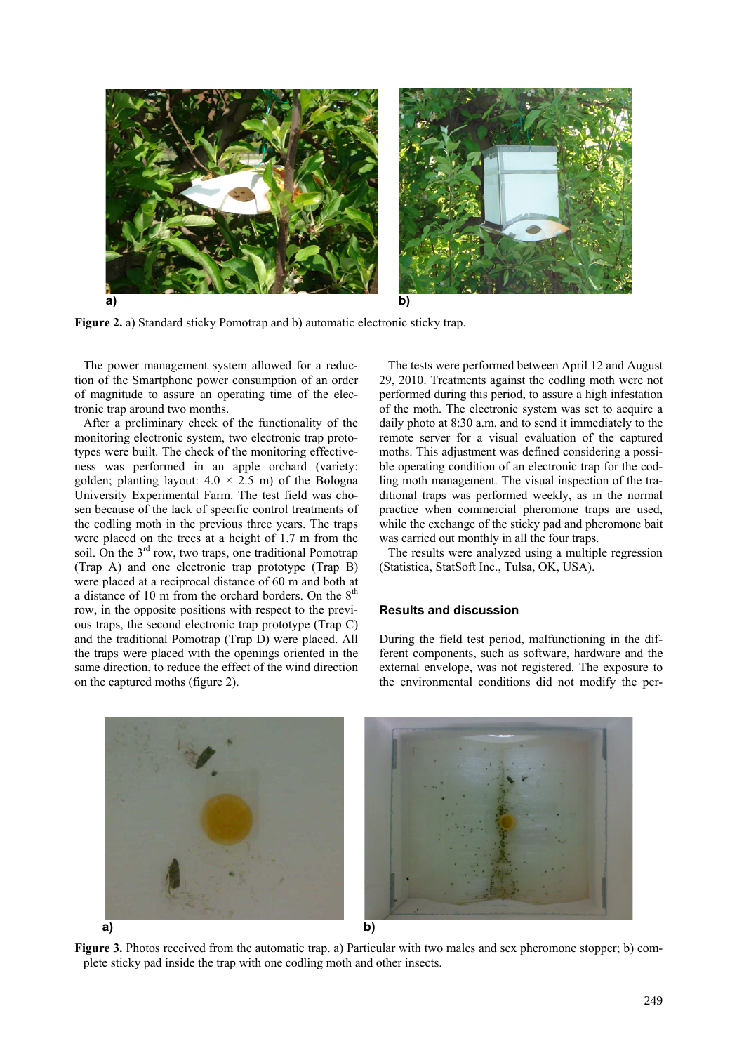Figure 2. a) Standard sticky Pomotrap and b) automatic electronic sticky trap.

The power management system allowed for a reduction of the Smartphone power consumption of an order of magnitude to assure an operating time of the electronic trap around two months.

After a preliminary check of the functionality of the monitoring electronic system, two electronic trap prototypes were built. The check of the monitoring effectiveness was performed in an apple orchard (variety: golden; planting layout: 4.0 × 2.5 m) of the Bologna University Experimental Farm. The test field was chosen because of the lack of specific control treatments of the codling moth in the previous three years. The traps were placed on the trees at a height of 1.7 m from the soil. On the 3rd row, two traps, one traditional Pomotrap (Trap A) and one electronic trap prototype (Trap B) were placed at a reciprocal distance of 60 m and both at a distance of 10 m from the orchard borders. On the 8th row, in the opposite positions with respect to the previous traps, the second electronic trap prototype (Trap C) and the traditional Pomotrap (Trap D) were placed. All the traps were placed with the openings oriented in the same direction, to reduce the effect of the wind direction on the captured moths (figure 2).

The tests were performed between April 12 and August 29, 2010. Treatments against the codling moth were not performed during this period, to assure a high infestation of the moth. The electronic system was set to acquire a daily photo at 8:30 a.m. and to send it immediately to the remote server for a visual evaluation of the captured moths. This adjustment was defined considering a possible operating condition of an electronic trap for the codling moth management. The visual inspection of the traditional traps was performed weekly, as in the normal practice when commercial pheromone traps are used, while the exchange of the sticky pad and pheromone bait was carried out monthly in all the four traps.

The results were analyzed using a multiple regression (Statistica, StatSoft Inc., Tulsa, OK, USA).

## Results and discussion

During the field test period, malfunctioning in the different components, such as software, hardware and the external envelope, was not registered. The exposure to the environmental conditions did not modify the per-

Figure 3. Photos received from the automatic trap. a) Particular with two males and sex pheromone stopper; b) complete sticky pad inside the trap with one codling moth and other insects.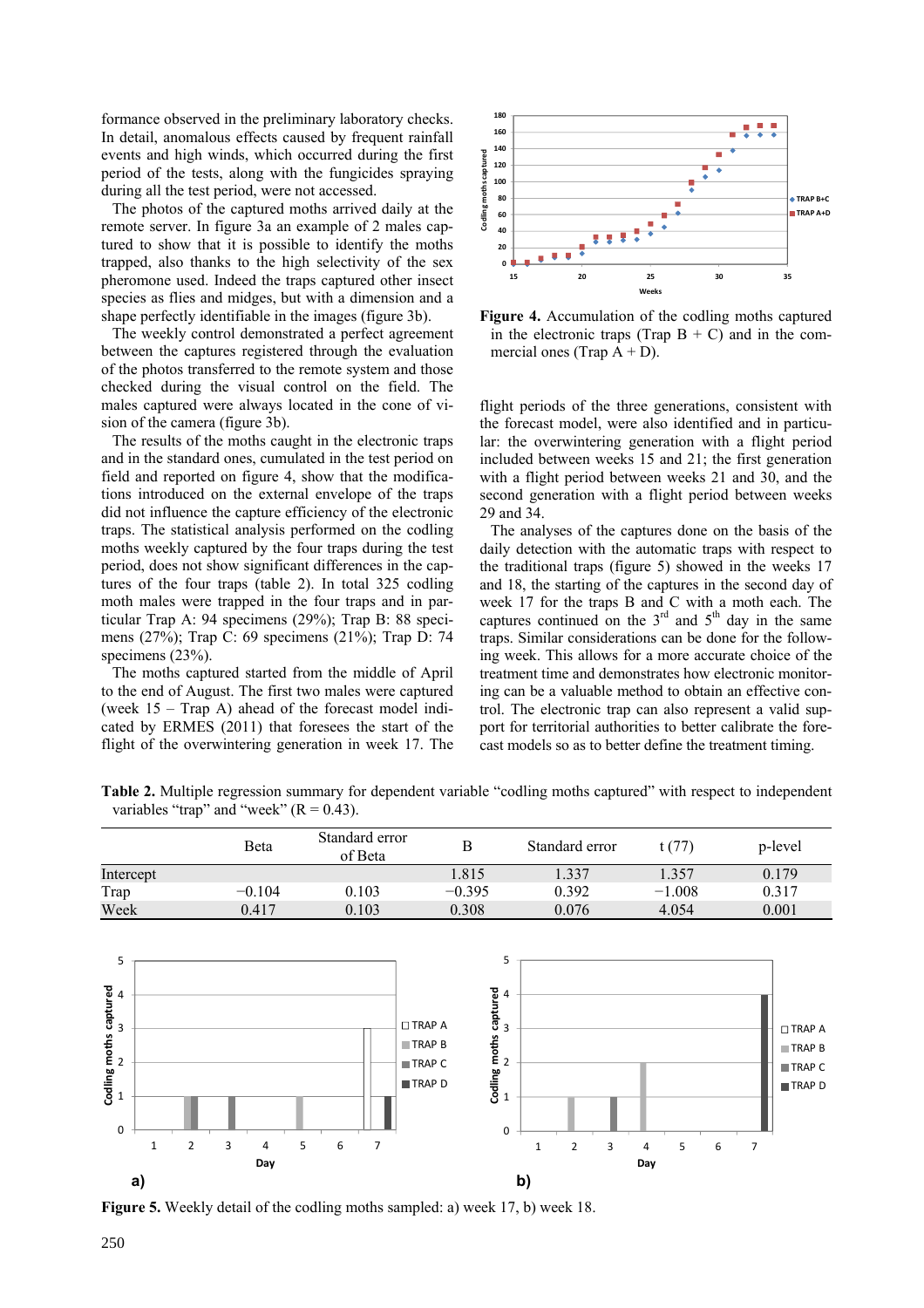formance observed in the preliminary laboratory checks. In detail, anomalous effects caused by frequent rainfall events and high winds, which occurred during the first period of the tests, along with the fungicides spraying during all the test period, were not accessed.

The photos of the captured moths arrived daily at the remote server. In figure 3a an example of 2 males captured to show that it is possible to identify the moths trapped, also thanks to the high selectivity of the sex pheromone used. Indeed the traps captured other insect species as flies and midges, but with a dimension and a shape perfectly identifiable in the images (figure 3b).

The weekly control demonstrated a perfect agreement between the captures registered through the evaluation of the photos transferred to the remote system and those checked during the visual control on the field. The males captured were always located in the cone of vision of the camera (figure 3b).

The results of the moths caught in the electronic traps and in the standard ones, cumulated in the test period on field and reported on figure 4, show that the modifications introduced on the external envelope of the traps did not influence the capture efficiency of the electronic traps. The statistical analysis performed on the codling moths weekly captured by the four traps during the test period, does not show significant differences in the captures of the four traps (table 2). In total 325 codling moth males were trapped in the four traps and in particular Trap A: 94 specimens (29%); Trap B: 88 specimens (27%); Trap C: 69 specimens (21%); Trap D: 74 specimens (23%).

The moths captured started from the middle of April to the end of August. The first two males were captured (week 15 – Trap A) ahead of the forecast model indicated by ERMES (2011) that foresees the start of the flight of the overwintering generation in week 17. The flight periods of the three generations, consistent with the forecast model, were also identified and in particular: the overwintering generation with a flight period included between weeks 15 and 21; the first generation with a flight period between weeks 21 and 30, and the second generation with a flight period between weeks 29 and 34.

The analyses of the captures done on the basis of the daily detection with the automatic traps with respect to the traditional traps (figure 5) showed in the weeks 17 and 18, the starting of the captures in the second day of week 17 for the traps B and C with a moth each. The captures continued on the $3^{rd}$ and $5^{th}$ day in the same traps. Similar considerations can be done for the following week. This allows for a more accurate choice of the treatment time and demonstrates how electronic monitoring can be a valuable method to obtain an effective control. The electronic trap can also represent a valid support for territorial authorities to better calibrate the forecast models so as to better define the treatment timing.

**Figure 4.** Accumulation of the codling moths captured in the electronic traps (Trap B + C) and in the commercial ones (Trap A + D).

**Table 2.** Multiple regression summary for dependent variable "codling moths captured" with respect to independent variables "trap" and "week" (R = 0.43).

| | Beta | Standard error of Beta | B | Standard error | t (77) | p-level |
|---|---|---|---|---|---|---|
| Intercept | | | 1.815 | 1.337 | 1.357 | 0.179 |
| Trap | −0.104 | 0.103 | −0.395 | 0.392 | −1.008 | 0.317 |
| Week | 0.417 | 0.103 | 0.308 | 0.076 | 4.054 | 0.001 |

**Figure 5.** Weekly detail of the codling moths sampled: a) week 17, b) week 18.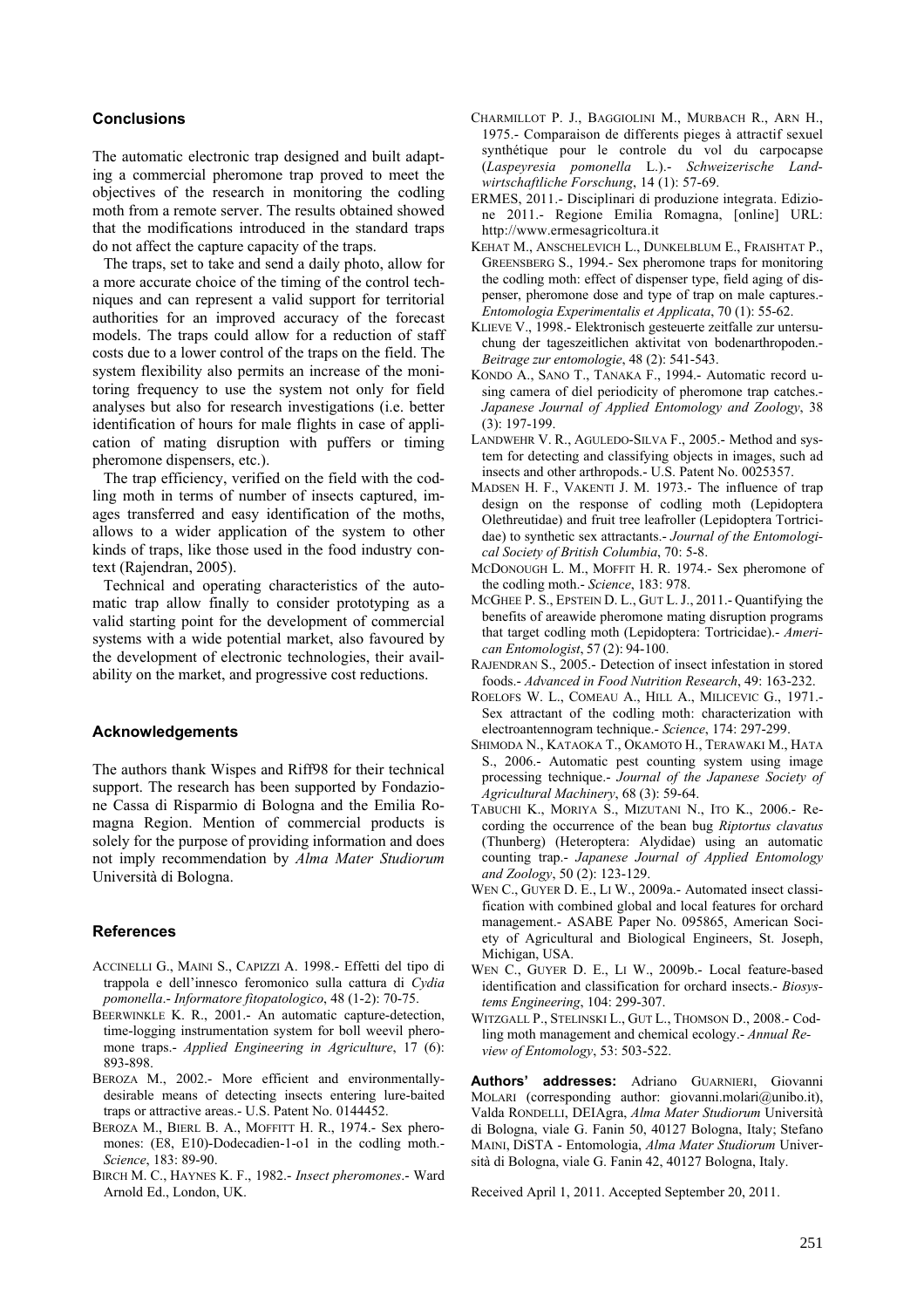## Conclusions

The automatic electronic trap designed and built adapting a commercial pheromone trap proved to meet the objectives of the research in monitoring the codling moth from a remote server. The results obtained showed that the modifications introduced in the standard traps do not affect the capture capacity of the traps.

The traps, set to take and send a daily photo, allow for a more accurate choice of the timing of the control techniques and can represent a valid support for territorial authorities for an improved accuracy of the forecast models. The traps could allow for a reduction of staff costs due to a lower control of the traps on the field. The system flexibility also permits an increase of the monitoring frequency to use the system not only for field analyses but also for research investigations (i.e. better identification of hours for male flights in case of application of mating disruption with puffers or timing pheromone dispensers, etc.).

The trap efficiency, verified on the field with the codling moth in terms of number of insects captured, images transferred and easy identification of the moths, allows to a wider application of the system to other kinds of traps, like those used in the food industry context (Rajendran, 2005).

Technical and operating characteristics of the automatic trap allow finally to consider prototyping as a valid starting point for the development of commercial systems with a wide potential market, also favoured by the development of electronic technologies, their availability on the market, and progressive cost reductions.

## Acknowledgements

The authors thank Wispes and Riff98 for their technical support. The research has been supported by Fondazione Cassa di Risparmio di Bologna and the Emilia Romagna Region. Mention of commercial products is solely for the purpose of providing information and does not imply recommendation by *Alma Mater Studiorum* Università di Bologna.

## References

ACCINELLI G., MAINI S., CAPIZZI A. 1998.- Effetti del tipo di trappola e dell'innesco feromonico sulla cattura di *Cydia pomonella*.- *Informatore fitopatologico*, 48 (1-2): 70-75.

BEERWINKLE K. R., 2001.- An automatic capture-detection, time-logging instrumentation system for boll weevil pheromone traps.- *Applied Engineering in Agriculture*, 17 (6): 893-898.

BEROZA M., 2002.- More efficient and environmentally-desirable means of detecting insects entering lure-baited traps or attractive areas.- U.S. Patent No. 0144452.

BEROZA M., BIERL B. A., MOFFITT H. R., 1974.- Sex pheromones: (E8, E10)-Dodecadien-1-o1 in the codling moth.- *Science*, 183: 89-90.

BIRCH M. C., HAYNES K. F., 1982.- *Insect pheromones*.- Ward Arnold Ed., London, UK.

CHARMILLOT P. J., BAGGIOLINI M., MURBACH R., ARN H., 1975.- Comparaison de differents pieges à attractif sexuel synthétique pour le controle du vol du carpocapse (*Laspeyresia pomonella* L.).- *Schweizerische Landwirtschaftliche Forschung*, 14 (1): 57-69.

ERMES, 2011.- Disciplinari di produzione integrata. Edizione 2011.- Regione Emilia Romagna, [online] URL: http://www.ermesagricoltura.it

KEHAT M., ANSCHELEVICH L., DUNKELBLUM E., FRAISHTAT P., GREENSBERG S., 1994.- Sex pheromone traps for monitoring the codling moth: effect of dispenser type, field aging of dispenser, pheromone dose and type of trap on male captures.- *Entomologia Experimentalis et Applicata*, 70 (1): 55-62.

KLIEVE V., 1998.- Elektronisch gesteuerte zeitfalle zur untersuchung der tageszeitlichen aktivitat von bodenarthropoden.- *Beitrage zur entomologie*, 48 (2): 541-543.

KONDO A., SANO T., TANAKA F., 1994.- Automatic record using camera of diel periodicity of pheromone trap catches.- *Japanese Journal of Applied Entomology and Zoology*, 38 (3): 197-199.

LANDWEHR V. R., AGULEDO-SILVA F., 2005.- Method and system for detecting and classifying objects in images, such ad insects and other arthropods.- U.S. Patent No. 0025357.

MADSEN H. F., VAKENTI J. M. 1973.- The influence of trap design on the response of codling moth (Lepidoptera Olethreutidae) and fruit tree leafroller (Lepidoptera Tortricidae) to synthetic sex attractants.- *Journal of the Entomological Society of British Columbia*, 70: 5-8.

MCDONOUGH L. M., MOFFIT H. R. 1974.- Sex pheromone of the codling moth.- *Science*, 183: 978.

MCGHEE P. S., EPSTEIN D. L., GUT L. J., 2011.- Quantifying the benefits of areawide pheromone mating disruption programs that target codling moth (Lepidoptera: Tortricidae).- *American Entomologist*, 57 (2): 94-100.

RAJENDRAN S., 2005.- Detection of insect infestation in stored foods.- *Advanced in Food Nutrition Research*, 49: 163-232.

ROELOFS W. L., COMEAU A., HILL A., MILICEVIC G., 1971.- Sex attractant of the codling moth: characterization with electroantennogram technique.- *Science*, 174: 297-299.

SHIMODA N., KATAOKA T., OKAMOTO H., TERAWAKI M., HATA S., 2006.- Automatic pest counting system using image processing technique.- *Journal of the Japanese Society of Agricultural Machinery*, 68 (3): 59-64.

TABUCHI K., MORIYA S., MIZUTANI N., ITO K., 2006.- Recording the occurrence of the bean bug *Riptortus clavatus* (Thunberg) (Heteroptera: Alydidae) using an automatic counting trap.- *Japanese Journal of Applied Entomology and Zoology*, 50 (2): 123-129.

WEN C., GUYER D. E., LI W., 2009a.- Automated insect classification with combined global and local features for orchard management.- ASABE Paper No. 095865, American Society of Agricultural and Biological Engineers, St. Joseph, Michigan, USA.

WEN C., GUYER D. E., LI W., 2009b.- Local feature-based identification and classification for orchard insects.- *Biosystems Engineering*, 104: 299-307.

WITZGALL P., STELINSKI L., GUT L., THOMSON D., 2008.- Codling moth management and chemical ecology.- *Annual Review of Entomology*, 53: 503-522.

**Authors' addresses:** Adriano GUARNIERI, Giovanni MOLARI (corresponding author: giovanni.molari@unibo.it), Valda RONDELLI, DEIAgra, *Alma Mater Studiorum* Università di Bologna, viale G. Fanin 50, 40127 Bologna, Italy; Stefano MAINI, DiSTA - Entomologia, *Alma Mater Studiorum* Università di Bologna, viale G. Fanin 42, 40127 Bologna, Italy.

Received April 1, 2011. Accepted September 20, 2011.